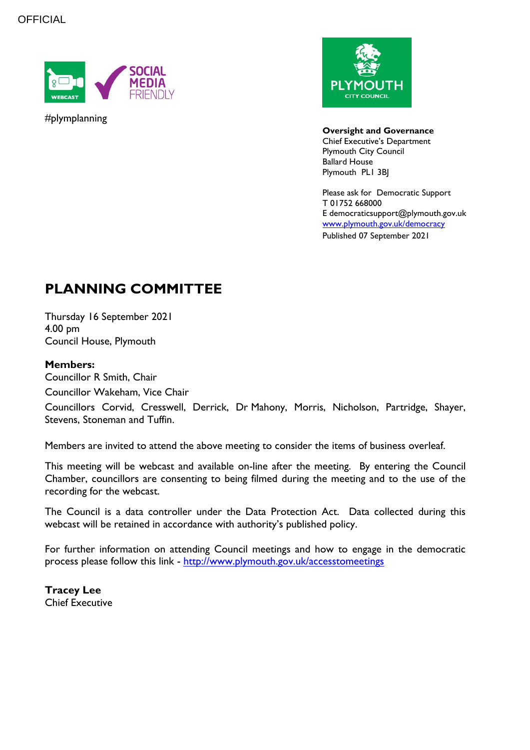OFFICIAL

#plymplanning

**Oversight and Governance**
Chief Executive's Department
Plymouth City Council
Ballard House
Plymouth PL1 3BJ

Please ask for Democratic Support
T 01752 668000
E democraticsupport@plymouth.gov.uk
[www.plymouth.gov.uk/democracy](http://www.plymouth.gov.uk/democracy)
Published 07 September 2021

# PLANNING COMMITTEE

Thursday 16 September 2021
4.00 pm
Council House, Plymouth

**Members:**

Councillor R Smith, Chair

Councillor Wakeham, Vice Chair

Councillors Corvid, Cresswell, Derrick, Dr Mahony, Morris, Nicholson, Partridge, Shayer, Stevens, Stoneman and Tuffin.

Members are invited to attend the above meeting to consider the items of business overleaf.

This meeting will be webcast and available on-line after the meeting. By entering the Council Chamber, councillors are consenting to being filmed during the meeting and to the use of the recording for the webcast.

The Council is a data controller under the Data Protection Act. Data collected during this webcast will be retained in accordance with authority's published policy.

For further information on attending Council meetings and how to engage in the democratic process please follow this link - [http://www.plymouth.gov.uk/accesstomeetings](http://www.plymouth.gov.uk/accesstomeetings)

**Tracey Lee**
Chief Executive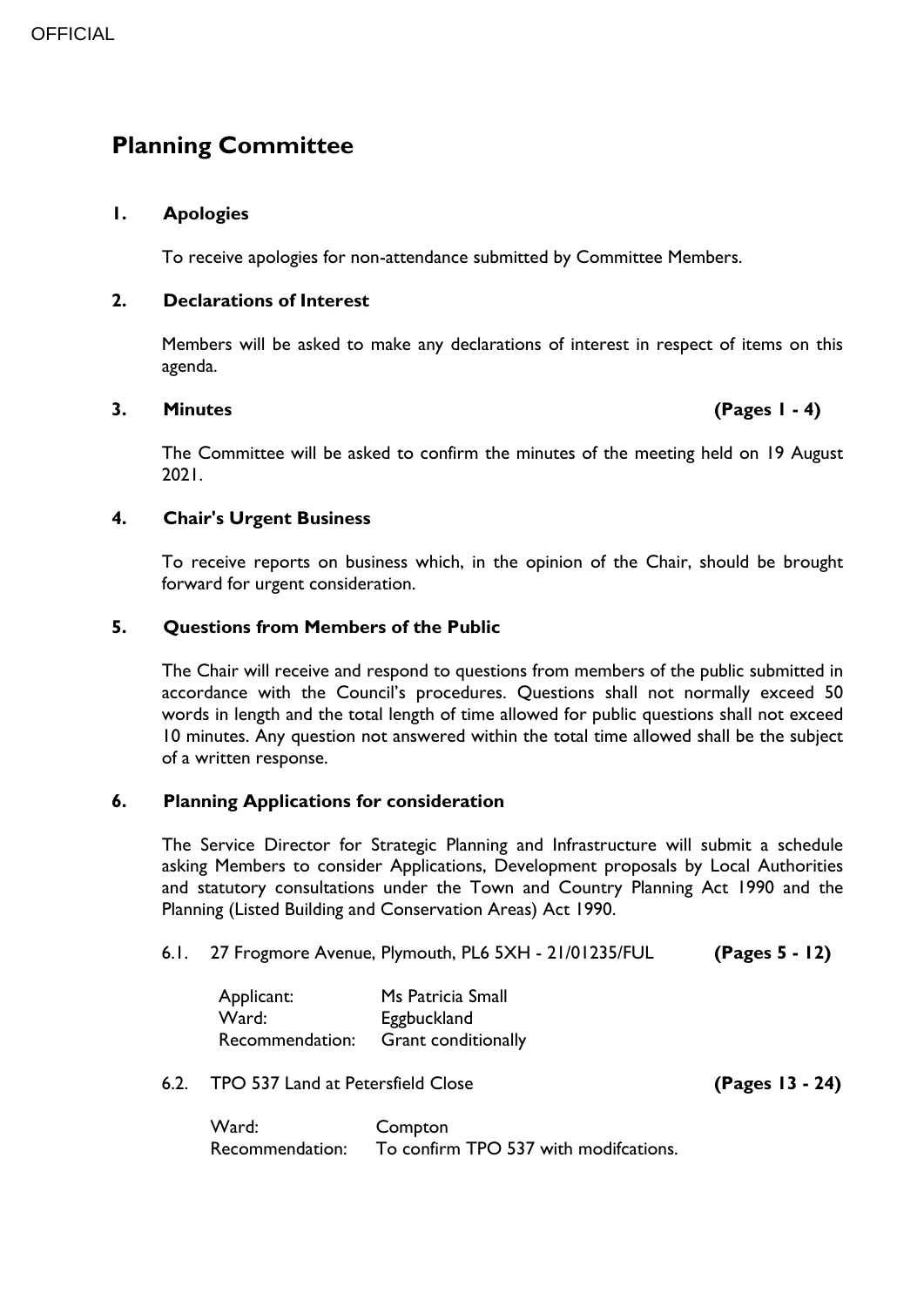# Planning Committee

## 1. Apologies

To receive apologies for non-attendance submitted by Committee Members.

## 2. Declarations of Interest

Members will be asked to make any declarations of interest in respect of items on this agenda.

## 3. Minutes **(Pages 1 - 4)**

The Committee will be asked to confirm the minutes of the meeting held on 19 August 2021.

## 4. Chair's Urgent Business

To receive reports on business which, in the opinion of the Chair, should be brought forward for urgent consideration.

## 5. Questions from Members of the Public

The Chair will receive and respond to questions from members of the public submitted in accordance with the Council's procedures. Questions shall not normally exceed 50 words in length and the total length of time allowed for public questions shall not exceed 10 minutes. Any question not answered within the total time allowed shall be the subject of a written response.

## 6. Planning Applications for consideration

The Service Director for Strategic Planning and Infrastructure will submit a schedule asking Members to consider Applications, Development proposals by Local Authorities and statutory consultations under the Town and Country Planning Act 1990 and the Planning (Listed Building and Conservation Areas) Act 1990.

6.1. 27 Frogmore Avenue, Plymouth, PL6 5XH - 21/01235/FUL **(Pages 5 - 12)**

Applicant: Ms Patricia Small
Ward: Eggbuckland
Recommendation: Grant conditionally

6.2. TPO 537 Land at Petersfield Close **(Pages 13 - 24)**

Ward: Compton
Recommendation: To confirm TPO 537 with modifcations.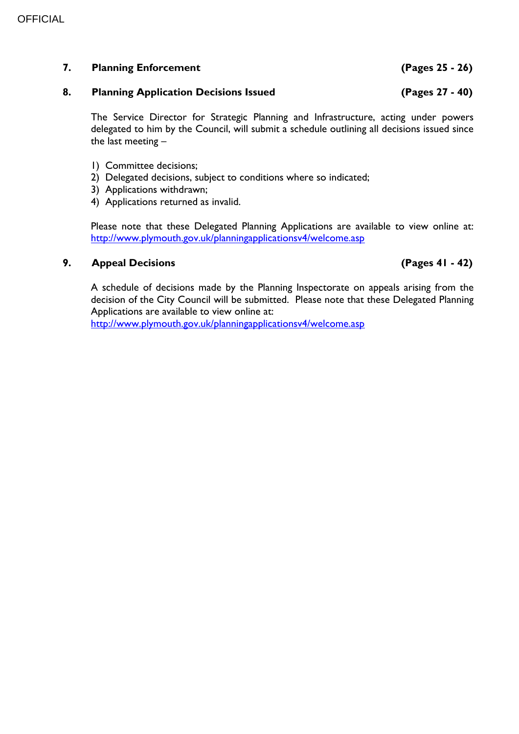**7. Planning Enforcement (Pages 25 - 26)**

**8. Planning Application Decisions Issued (Pages 27 - 40)**

The Service Director for Strategic Planning and Infrastructure, acting under powers delegated to him by the Council, will submit a schedule outlining all decisions issued since the last meeting –

1) Committee decisions;
2) Delegated decisions, subject to conditions where so indicated;
3) Applications withdrawn;
4) Applications returned as invalid.

Please note that these Delegated Planning Applications are available to view online at: http://www.plymouth.gov.uk/planningapplicationsv4/welcome.asp

**9. Appeal Decisions (Pages 41 - 42)**

A schedule of decisions made by the Planning Inspectorate on appeals arising from the decision of the City Council will be submitted. Please note that these Delegated Planning Applications are available to view online at:
http://www.plymouth.gov.uk/planningapplicationsv4/welcome.asp